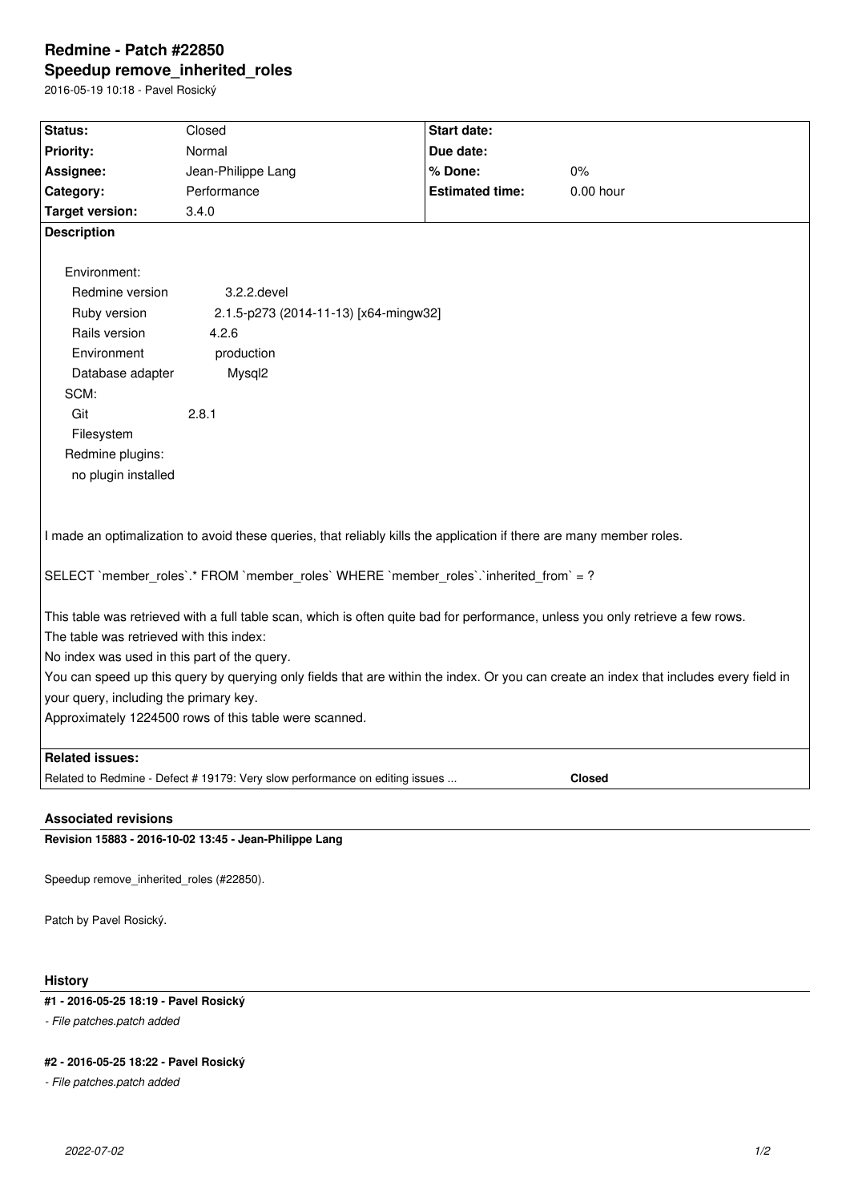# Redmine - Patch #22850

## Speedup remove_inherited_roles

2016-05-19 10:18 - Pavel Rosický

| Status: | Closed | Start date: | |
|---|---|---|---|
| Priority: | Normal | Due date: | |
| Assignee: | Jean-Philippe Lang | % Done: | 0% |
| Category: | Performance | Estimated time: | 0.00 hour |
| Target version: | 3.4.0 | | |

**Description**

Environment:
  Redmine version 3.2.2.devel
  Ruby version 2.1.5-p273 (2014-11-13) [x64-mingw32]
  Rails version 4.2.6
  Environment production
  Database adapter Mysql2
SCM:
  Git 2.8.1
  Filesystem
Redmine plugins:
  no plugin installed

I made an optimalization to avoid these queries, that reliably kills the application if there are many member roles.

SELECT `member_roles`.* FROM `member_roles` WHERE `member_roles`.`inherited_from` = ?

This table was retrieved with a full table scan, which is often quite bad for performance, unless you only retrieve a few rows.
The table was retrieved with this index:
No index was used in this part of the query.
You can speed up this query by querying only fields that are within the index. Or you can create an index that includes every field in your query, including the primary key.
Approximately 1224500 rows of this table were scanned.

**Related issues:**

Related to Redmine - Defect # 19179: Very slow performance on editing issues ... **Closed**

### Associated revisions

**Revision 15883 - 2016-10-02 13:45 - Jean-Philippe Lang**

Speedup remove_inherited_roles (#22850).

Patch by Pavel Rosický.

### History

**#1 - 2016-05-25 18:19 - Pavel Rosický**

*- File patches.patch added*

**#2 - 2016-05-25 18:22 - Pavel Rosický**

*- File patches.patch added*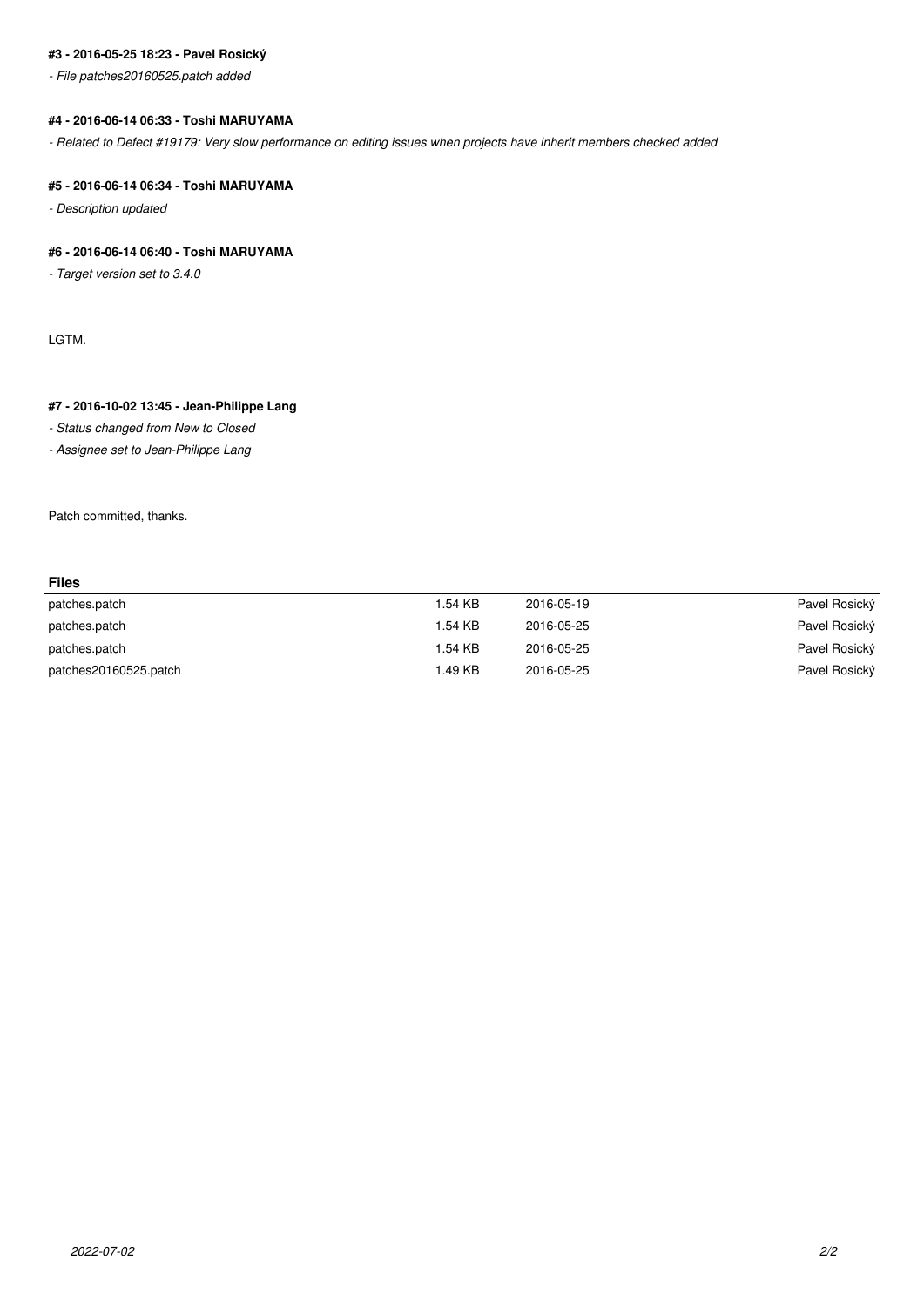#### #3 - 2016-05-25 18:23 - Pavel Rosický

*- File patches20160525.patch added*

#### #4 - 2016-06-14 06:33 - Toshi MARUYAMA

*- Related to Defect #19179: Very slow performance on editing issues when projects have inherit members checked added*

#### #5 - 2016-06-14 06:34 - Toshi MARUYAMA

*- Description updated*

#### #6 - 2016-06-14 06:40 - Toshi MARUYAMA

*- Target version set to 3.4.0*

LGTM.

#### #7 - 2016-10-02 13:45 - Jean-Philippe Lang

*- Status changed from New to Closed*

*- Assignee set to Jean-Philippe Lang*

Patch committed, thanks.

### Files

| | | | |
|---|---|---|---|
| patches.patch | 1.54 KB | 2016-05-19 | Pavel Rosický |
| patches.patch | 1.54 KB | 2016-05-25 | Pavel Rosický |
| patches.patch | 1.54 KB | 2016-05-25 | Pavel Rosický |
| patches20160525.patch | 1.49 KB | 2016-05-25 | Pavel Rosický |